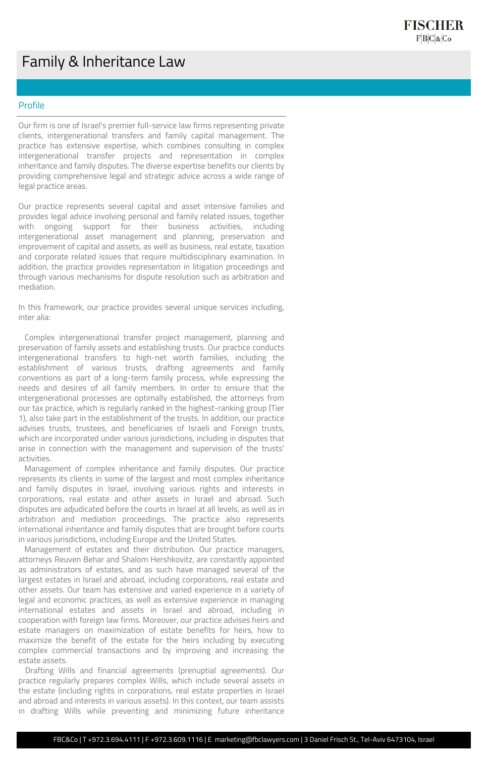# Family & Inheritance Law

## Profile

Our firm is one of Israel's premier full-service law firms representing private clients, intergenerational transfers and family capital management. The practice has extensive expertise, which combines consulting in complex intergenerational transfer projects and representation in complex inheritance and family disputes. The diverse expertise benefits our clients by providing comprehensive legal and strategic advice across a wide range of legal practice areas.

Our practice represents several capital and asset intensive families and provides legal advice involving personal and family related issues, together with ongoing support for their business activities, including intergenerational asset management and planning, preservation and improvement of capital and assets, as well as business, real estate, taxation and corporate related issues that require multidisciplinary examination. In addition, the practice provides representation in litigation proceedings and through various mechanisms for dispute resolution such as arbitration and mediation.

In this framework, our practice provides several unique services including, inter alia:

- Complex intergenerational transfer project management, planning and preservation of family assets and establishing trusts. Our practice conducts intergenerational transfers to high-net worth families, including the establishment of various trusts, drafting agreements and family conventions as part of a long-term family process, while expressing the needs and desires of all family members. In order to ensure that the intergenerational processes are optimally established, the attorneys from our tax practice, which is regularly ranked in the highest-ranking group (Tier 1), also take part in the establishment of the trusts. In addition, our practice advises trusts, trustees, and beneficiaries of Israeli and Foreign trusts, which are incorporated under various jurisdictions, including in disputes that arise in connection with the management and supervision of the trusts' activities.
- Management of complex inheritance and family disputes. Our practice represents its clients in some of the largest and most complex inheritance and family disputes in Israel, involving various rights and interests in corporations, real estate and other assets in Israel and abroad. Such disputes are adjudicated before the courts in Israel at all levels, as well as in arbitration and mediation proceedings. The practice also represents international inheritance and family disputes that are brought before courts in various jurisdictions, including Europe and the United States.
- Management of estates and their distribution. Our practice managers, attorneys Reuven Behar and Shalom Hershkovitz, are constantly appointed as administrators of estates, and as such have managed several of the largest estates in Israel and abroad, including corporations, real estate and other assets. Our team has extensive and varied experience in a variety of legal and economic practices, as well as extensive experience in managing international estates and assets in Israel and abroad, including in cooperation with foreign law firms. Moreover, our practice advises heirs and estate managers on maximization of estate benefits for heirs, how to maximize the benefit of the estate for the heirs including by executing complex commercial transactions and by improving and increasing the estate assets.
- Drafting Wills and financial agreements (prenuptial agreements). Our practice regularly prepares complex Wills, which include several assets in the estate (including rights in corporations, real estate properties in Israel and abroad and interests in various assets). In this context, our team assists in drafting Wills while preventing and minimizing future inheritance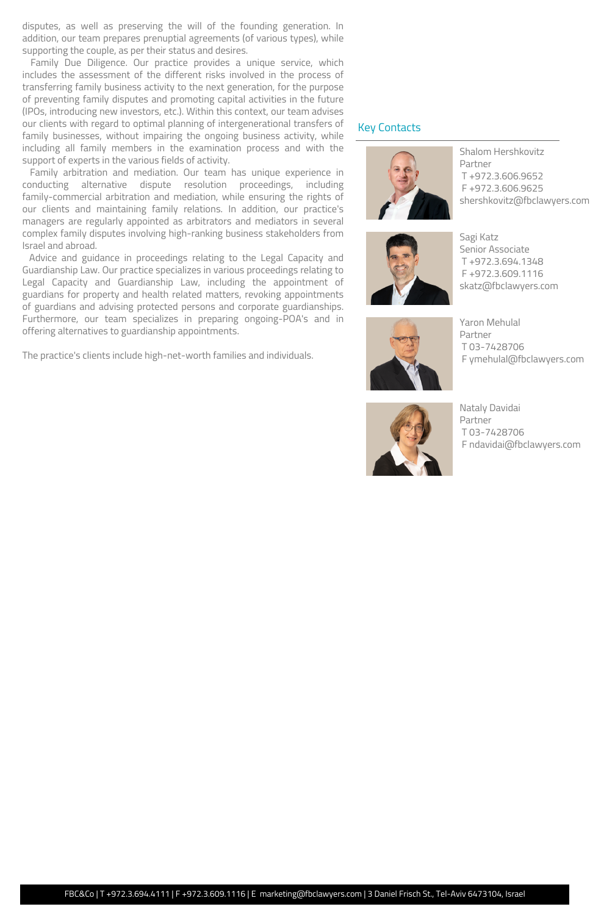disputes, as well as preserving the will of the founding generation. In addition, our team prepares prenuptial agreements (of various types), while supporting the couple, as per their status and desires.

Family Due Diligence. Our practice provides a unique service, which includes the assessment of the different risks involved in the process of transferring family business activity to the next generation, for the purpose of preventing family disputes and promoting capital activities in the future (IPOs, introducing new investors, etc.). Within this context, our team advises our clients with regard to optimal planning of intergenerational transfers of family businesses, without impairing the ongoing business activity, while including all family members in the examination process and with the support of experts in the various fields of activity.

Family arbitration and mediation. Our team has unique experience in conducting alternative dispute resolution proceedings, including family-commercial arbitration and mediation, while ensuring the rights of our clients and maintaining family relations. In addition, our practice's managers are regularly appointed as arbitrators and mediators in several complex family disputes involving high-ranking business stakeholders from Israel and abroad.

Advice and guidance in proceedings relating to the Legal Capacity and Guardianship Law. Our practice specializes in various proceedings relating to Legal Capacity and Guardianship Law, including the appointment of guardians for property and health related matters, revoking appointments of guardians and advising protected persons and corporate guardianships. Furthermore, our team specializes in preparing ongoing-POA's and in offering alternatives to guardianship appointments.

The practice's clients include high-net-worth families and individuals.

## Key Contacts

Shalom Hershkovitz
Partner
T +972.3.606.9652
F +972.3.606.9625
shershkovitz@fbclawyers.com

Sagi Katz
Senior Associate
T +972.3.694.1348
F +972.3.609.1116
skatz@fbclawyers.com

Yaron Mehulal
Partner
T 03-7428706
F ymehulal@fbclawyers.com

Nataly Davidai
Partner
T 03-7428706
F ndavidai@fbclawyers.com

FBC&Co | T +972.3.694.4111 | F +972.3.609.1116 | E marketing@fbclawyers.com | 3 Daniel Frisch St., Tel-Aviv 6473104, Israel